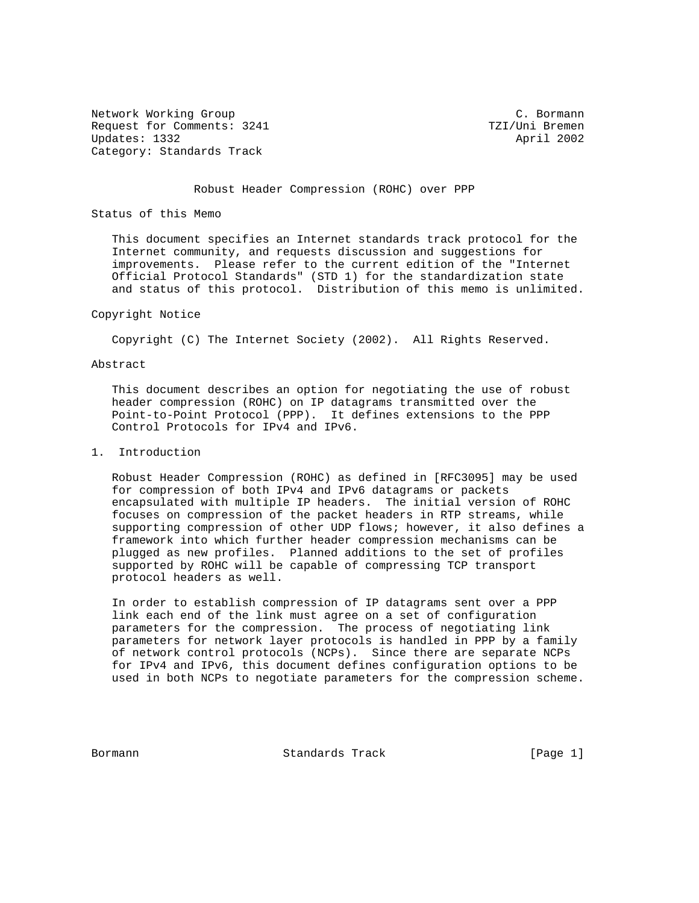Network Working Group C. Bormann
Request for Comments: 3241 TZI/Uni Bremen
Updates: 1332 April 2002
Category: Standards Track

# Robust Header Compression (ROHC) over PPP

## Status of this Memo

This document specifies an Internet standards track protocol for the Internet community, and requests discussion and suggestions for improvements. Please refer to the current edition of the "Internet Official Protocol Standards" (STD 1) for the standardization state and status of this protocol. Distribution of this memo is unlimited.

## Copyright Notice

Copyright (C) The Internet Society (2002). All Rights Reserved.

## Abstract

This document describes an option for negotiating the use of robust header compression (ROHC) on IP datagrams transmitted over the Point-to-Point Protocol (PPP). It defines extensions to the PPP Control Protocols for IPv4 and IPv6.

## 1. Introduction

Robust Header Compression (ROHC) as defined in [RFC3095] may be used for compression of both IPv4 and IPv6 datagrams or packets encapsulated with multiple IP headers. The initial version of ROHC focuses on compression of the packet headers in RTP streams, while supporting compression of other UDP flows; however, it also defines a framework into which further header compression mechanisms can be plugged as new profiles. Planned additions to the set of profiles supported by ROHC will be capable of compressing TCP transport protocol headers as well.

In order to establish compression of IP datagrams sent over a PPP link each end of the link must agree on a set of configuration parameters for the compression. The process of negotiating link parameters for network layer protocols is handled in PPP by a family of network control protocols (NCPs). Since there are separate NCPs for IPv4 and IPv6, this document defines configuration options to be used in both NCPs to negotiate parameters for the compression scheme.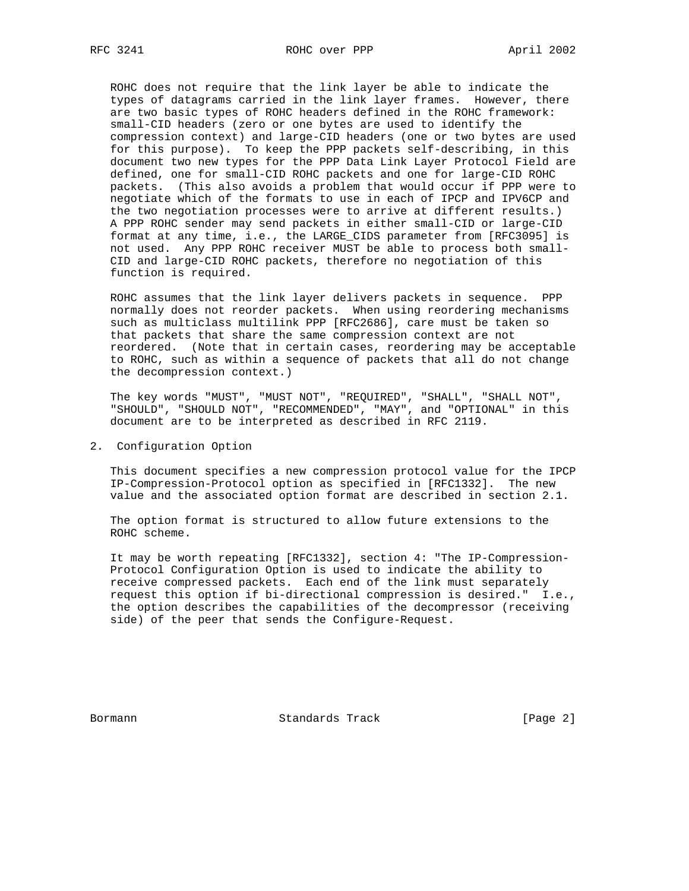ROHC does not require that the link layer be able to indicate the types of datagrams carried in the link layer frames. However, there are two basic types of ROHC headers defined in the ROHC framework: small-CID headers (zero or one bytes are used to identify the compression context) and large-CID headers (one or two bytes are used for this purpose). To keep the PPP packets self-describing, in this document two new types for the PPP Data Link Layer Protocol Field are defined, one for small-CID ROHC packets and one for large-CID ROHC packets. (This also avoids a problem that would occur if PPP were to negotiate which of the formats to use in each of IPCP and IPV6CP and the two negotiation processes were to arrive at different results.) A PPP ROHC sender may send packets in either small-CID or large-CID format at any time, i.e., the LARGE_CIDS parameter from [RFC3095] is not used. Any PPP ROHC receiver MUST be able to process both small-CID and large-CID ROHC packets, therefore no negotiation of this function is required.

ROHC assumes that the link layer delivers packets in sequence. PPP normally does not reorder packets. When using reordering mechanisms such as multiclass multilink PPP [RFC2686], care must be taken so that packets that share the same compression context are not reordered. (Note that in certain cases, reordering may be acceptable to ROHC, such as within a sequence of packets that all do not change the decompression context.)

The key words "MUST", "MUST NOT", "REQUIRED", "SHALL", "SHALL NOT", "SHOULD", "SHOULD NOT", "RECOMMENDED", "MAY", and "OPTIONAL" in this document are to be interpreted as described in RFC 2119.

## 2. Configuration Option

This document specifies a new compression protocol value for the IPCP IP-Compression-Protocol option as specified in [RFC1332]. The new value and the associated option format are described in section 2.1.

The option format is structured to allow future extensions to the ROHC scheme.

It may be worth repeating [RFC1332], section 4: "The IP-Compression-Protocol Configuration Option is used to indicate the ability to receive compressed packets. Each end of the link must separately request this option if bi-directional compression is desired." I.e., the option describes the capabilities of the decompressor (receiving side) of the peer that sends the Configure-Request.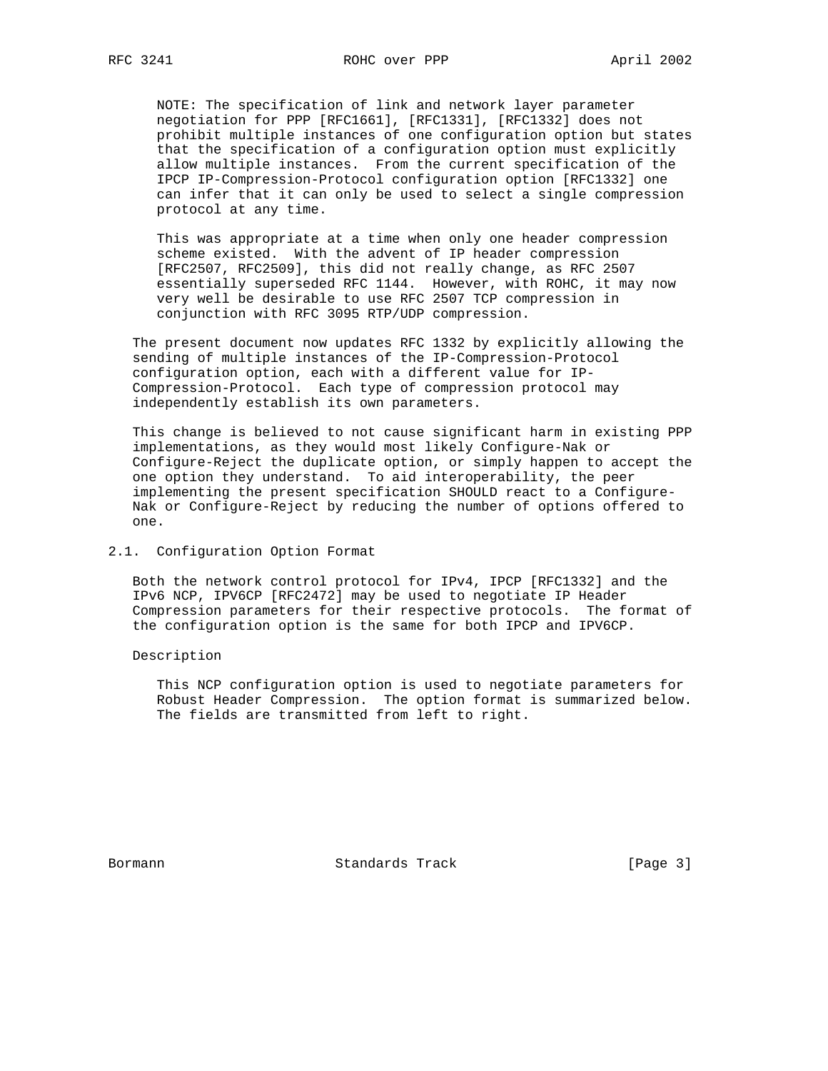NOTE: The specification of link and network layer parameter negotiation for PPP [RFC1661], [RFC1331], [RFC1332] does not prohibit multiple instances of one configuration option but states that the specification of a configuration option must explicitly allow multiple instances. From the current specification of the IPCP IP-Compression-Protocol configuration option [RFC1332] one can infer that it can only be used to select a single compression protocol at any time.

This was appropriate at a time when only one header compression scheme existed. With the advent of IP header compression [RFC2507, RFC2509], this did not really change, as RFC 2507 essentially superseded RFC 1144. However, with ROHC, it may now very well be desirable to use RFC 2507 TCP compression in conjunction with RFC 3095 RTP/UDP compression.

The present document now updates RFC 1332 by explicitly allowing the sending of multiple instances of the IP-Compression-Protocol configuration option, each with a different value for IP-Compression-Protocol. Each type of compression protocol may independently establish its own parameters.

This change is believed to not cause significant harm in existing PPP implementations, as they would most likely Configure-Nak or Configure-Reject the duplicate option, or simply happen to accept the one option they understand. To aid interoperability, the peer implementing the present specification SHOULD react to a Configure-Nak or Configure-Reject by reducing the number of options offered to one.

## 2.1. Configuration Option Format

Both the network control protocol for IPv4, IPCP [RFC1332] and the IPv6 NCP, IPV6CP [RFC2472] may be used to negotiate IP Header Compression parameters for their respective protocols. The format of the configuration option is the same for both IPCP and IPV6CP.

Description

This NCP configuration option is used to negotiate parameters for Robust Header Compression. The option format is summarized below. The fields are transmitted from left to right.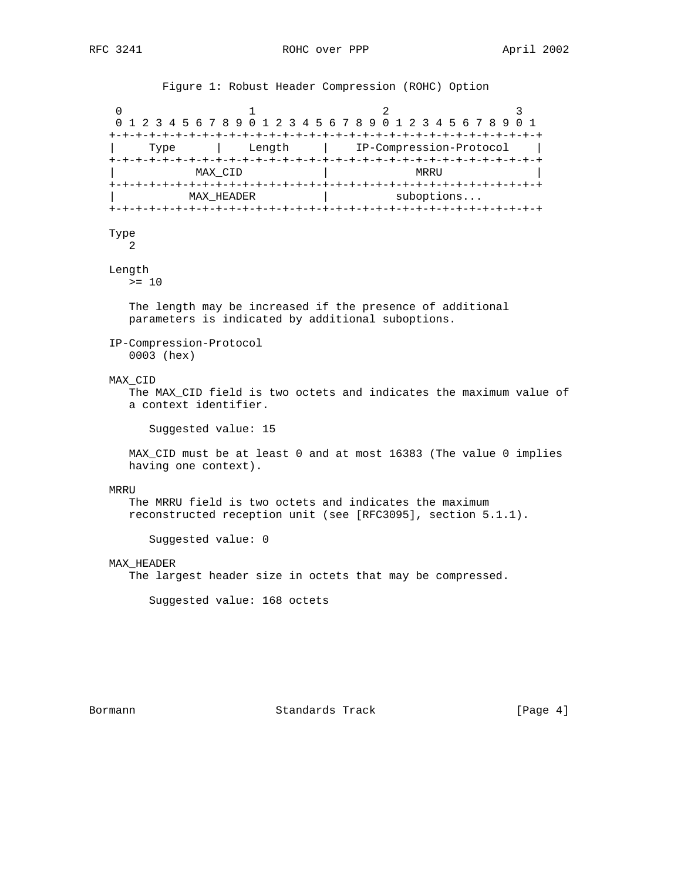Figure 1: Robust Header Compression (ROHC) Option

```
 0                   1                   2                   3
 0 1 2 3 4 5 6 7 8 9 0 1 2 3 4 5 6 7 8 9 0 1 2 3 4 5 6 7 8 9 0 1
+-+-+-+-+-+-+-+-+-+-+-+-+-+-+-+-+-+-+-+-+-+-+-+-+-+-+-+-+-+-+-+-+
|     Type      |    Length     |    IP-Compression-Protocol    |
+-+-+-+-+-+-+-+-+-+-+-+-+-+-+-+-+-+-+-+-+-+-+-+-+-+-+-+-+-+-+-+-+
|            MAX_CID            |             MRRU              |
+-+-+-+-+-+-+-+-+-+-+-+-+-+-+-+-+-+-+-+-+-+-+-+-+-+-+-+-+-+-+-+-+
|           MAX_HEADER          |          suboptions...
+-+-+-+-+-+-+-+-+-+-+-+-+-+-+-+-+-+-+-+-+-+-+-+-+-+-+-+-+-+-+-+-+
```

Type
   2

Length
   >= 10

   The length may be increased if the presence of additional parameters is indicated by additional suboptions.

IP-Compression-Protocol
   0003 (hex)

MAX_CID
   The MAX_CID field is two octets and indicates the maximum value of a context identifier.

      Suggested value: 15

   MAX_CID must be at least 0 and at most 16383 (The value 0 implies having one context).

MRRU
   The MRRU field is two octets and indicates the maximum reconstructed reception unit (see [RFC3095], section 5.1.1).

      Suggested value: 0

MAX_HEADER
   The largest header size in octets that may be compressed.

      Suggested value: 168 octets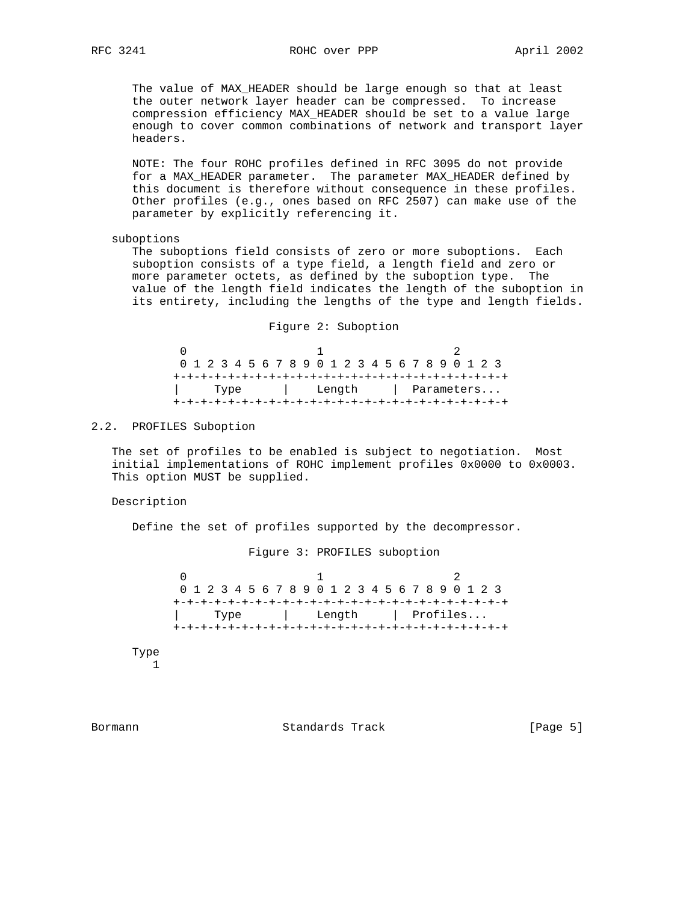The value of MAX_HEADER should be large enough so that at least the outer network layer header can be compressed. To increase compression efficiency MAX_HEADER should be set to a value large enough to cover common combinations of network and transport layer headers.

NOTE: The four ROHC profiles defined in RFC 3095 do not provide for a MAX_HEADER parameter. The parameter MAX_HEADER defined by this document is therefore without consequence in these profiles. Other profiles (e.g., ones based on RFC 2507) can make use of the parameter by explicitly referencing it.

suboptions

The suboptions field consists of zero or more suboptions. Each suboption consists of a type field, a length field and zero or more parameter octets, as defined by the suboption type. The value of the length field indicates the length of the suboption in its entirety, including the lengths of the type and length fields.

Figure 2: Suboption

```
 0                   1                   2
 0 1 2 3 4 5 6 7 8 9 0 1 2 3 4 5 6 7 8 9 0 1 2 3
+-+-+-+-+-+-+-+-+-+-+-+-+-+-+-+-+-+-+-+-+-+-+-+-+
|     Type      |    Length     | Parameters...
+-+-+-+-+-+-+-+-+-+-+-+-+-+-+-+-+-+-+-+-+-+-+-+-+
```

## 2.2. PROFILES Suboption

The set of profiles to be enabled is subject to negotiation. Most initial implementations of ROHC implement profiles 0x0000 to 0x0003. This option MUST be supplied.

Description

Define the set of profiles supported by the decompressor.

Figure 3: PROFILES suboption

```
 0                   1                   2
 0 1 2 3 4 5 6 7 8 9 0 1 2 3 4 5 6 7 8 9 0 1 2 3
+-+-+-+-+-+-+-+-+-+-+-+-+-+-+-+-+-+-+-+-+-+-+-+-+
|     Type      |    Length     | Profiles...
+-+-+-+-+-+-+-+-+-+-+-+-+-+-+-+-+-+-+-+-+-+-+-+-+
```

Type

1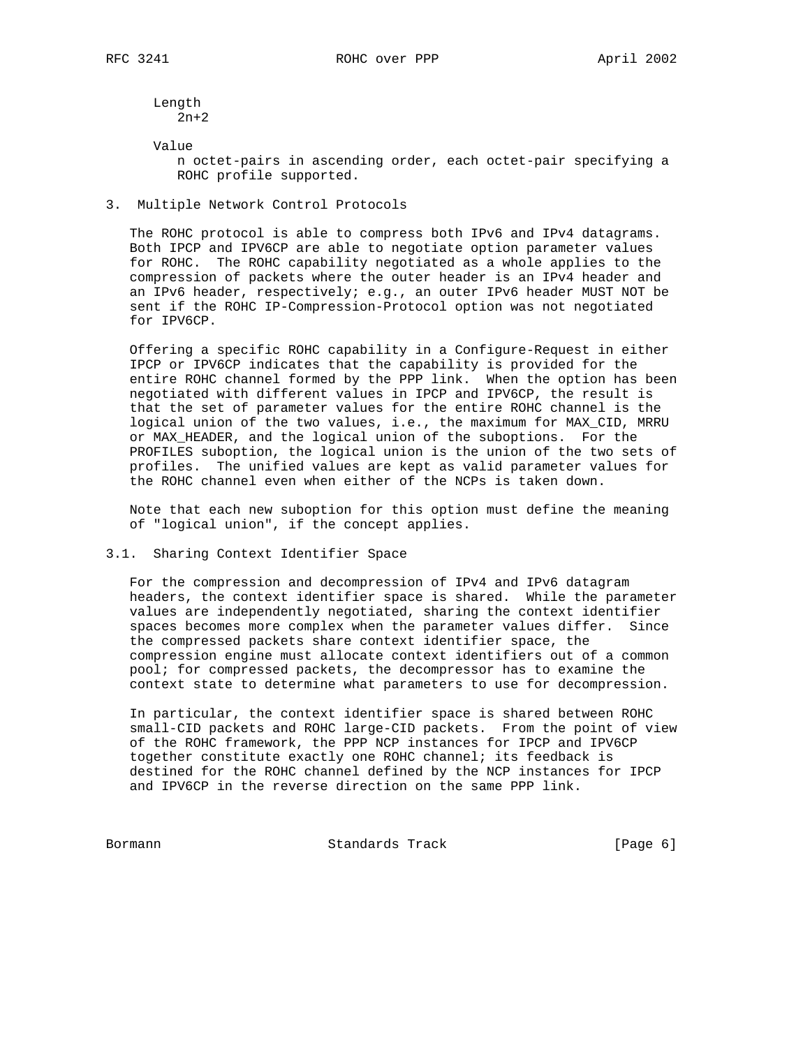Length
2n+2

Value
n octet-pairs in ascending order, each octet-pair specifying a ROHC profile supported.

## 3. Multiple Network Control Protocols

The ROHC protocol is able to compress both IPv6 and IPv4 datagrams. Both IPCP and IPV6CP are able to negotiate option parameter values for ROHC. The ROHC capability negotiated as a whole applies to the compression of packets where the outer header is an IPv4 header and an IPv6 header, respectively; e.g., an outer IPv6 header MUST NOT be sent if the ROHC IP-Compression-Protocol option was not negotiated for IPV6CP.

Offering a specific ROHC capability in a Configure-Request in either IPCP or IPV6CP indicates that the capability is provided for the entire ROHC channel formed by the PPP link. When the option has been negotiated with different values in IPCP and IPV6CP, the result is that the set of parameter values for the entire ROHC channel is the logical union of the two values, i.e., the maximum for MAX_CID, MRRU or MAX_HEADER, and the logical union of the suboptions. For the PROFILES suboption, the logical union is the union of the two sets of profiles. The unified values are kept as valid parameter values for the ROHC channel even when either of the NCPs is taken down.

Note that each new suboption for this option must define the meaning of "logical union", if the concept applies.

### 3.1. Sharing Context Identifier Space

For the compression and decompression of IPv4 and IPv6 datagram headers, the context identifier space is shared. While the parameter values are independently negotiated, sharing the context identifier spaces becomes more complex when the parameter values differ. Since the compressed packets share context identifier space, the compression engine must allocate context identifiers out of a common pool; for compressed packets, the decompressor has to examine the context state to determine what parameters to use for decompression.

In particular, the context identifier space is shared between ROHC small-CID packets and ROHC large-CID packets. From the point of view of the ROHC framework, the PPP NCP instances for IPCP and IPV6CP together constitute exactly one ROHC channel; its feedback is destined for the ROHC channel defined by the NCP instances for IPCP and IPV6CP in the reverse direction on the same PPP link.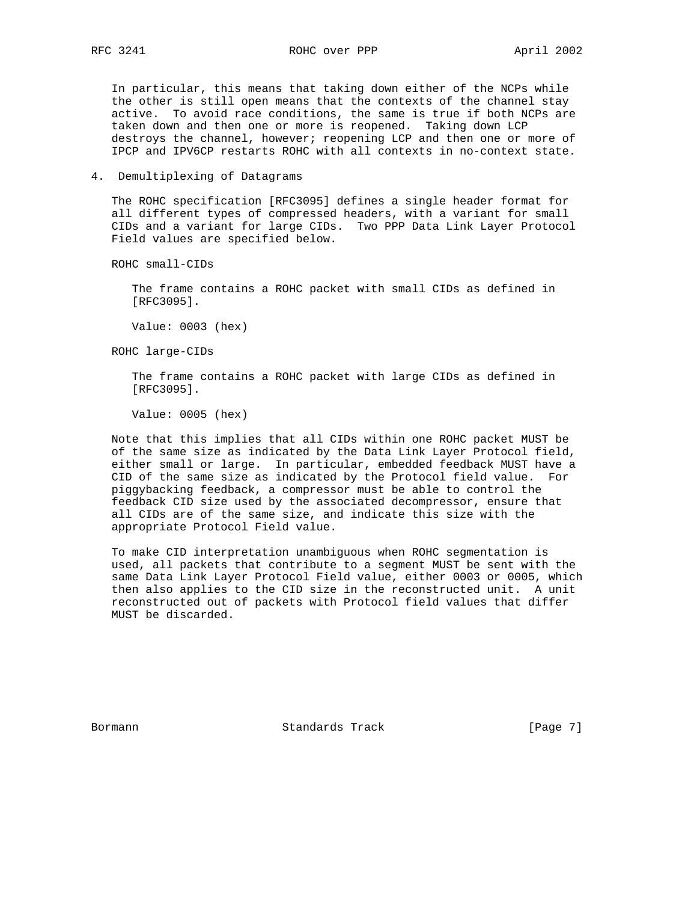In particular, this means that taking down either of the NCPs while the other is still open means that the contexts of the channel stay active. To avoid race conditions, the same is true if both NCPs are taken down and then one or more is reopened. Taking down LCP destroys the channel, however; reopening LCP and then one or more of IPCP and IPV6CP restarts ROHC with all contexts in no-context state.

## 4. Demultiplexing of Datagrams

The ROHC specification [RFC3095] defines a single header format for all different types of compressed headers, with a variant for small CIDs and a variant for large CIDs. Two PPP Data Link Layer Protocol Field values are specified below.

ROHC small-CIDs

The frame contains a ROHC packet with small CIDs as defined in [RFC3095].

Value: 0003 (hex)

ROHC large-CIDs

The frame contains a ROHC packet with large CIDs as defined in [RFC3095].

Value: 0005 (hex)

Note that this implies that all CIDs within one ROHC packet MUST be of the same size as indicated by the Data Link Layer Protocol field, either small or large. In particular, embedded feedback MUST have a CID of the same size as indicated by the Protocol field value. For piggybacking feedback, a compressor must be able to control the feedback CID size used by the associated decompressor, ensure that all CIDs are of the same size, and indicate this size with the appropriate Protocol Field value.

To make CID interpretation unambiguous when ROHC segmentation is used, all packets that contribute to a segment MUST be sent with the same Data Link Layer Protocol Field value, either 0003 or 0005, which then also applies to the CID size in the reconstructed unit. A unit reconstructed out of packets with Protocol field values that differ MUST be discarded.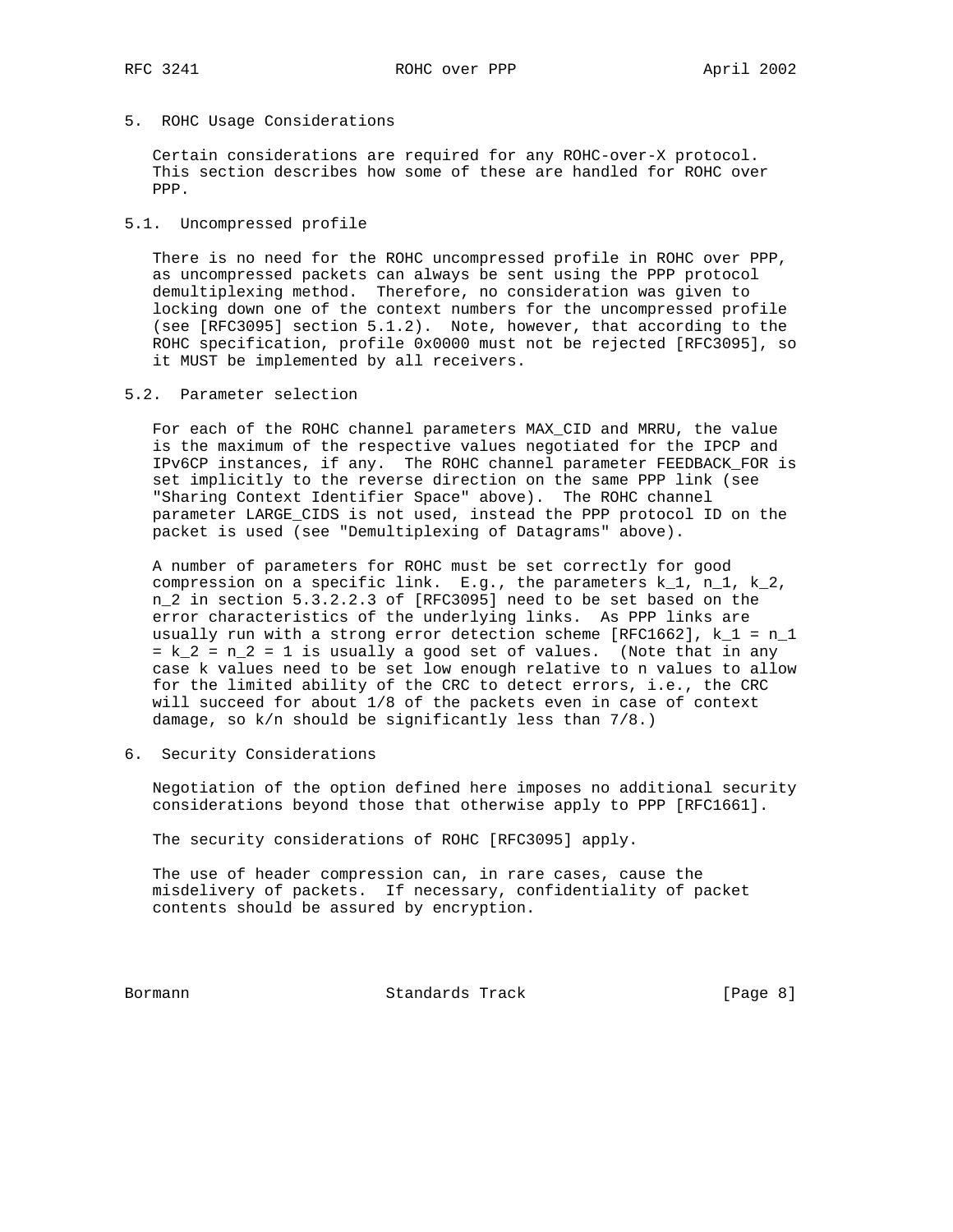## 5. ROHC Usage Considerations

Certain considerations are required for any ROHC-over-X protocol. This section describes how some of these are handled for ROHC over PPP.

### 5.1. Uncompressed profile

There is no need for the ROHC uncompressed profile in ROHC over PPP, as uncompressed packets can always be sent using the PPP protocol demultiplexing method. Therefore, no consideration was given to locking down one of the context numbers for the uncompressed profile (see [RFC3095] section 5.1.2). Note, however, that according to the ROHC specification, profile 0x0000 must not be rejected [RFC3095], so it MUST be implemented by all receivers.

### 5.2. Parameter selection

For each of the ROHC channel parameters MAX_CID and MRRU, the value is the maximum of the respective values negotiated for the IPCP and IPv6CP instances, if any. The ROHC channel parameter FEEDBACK_FOR is set implicitly to the reverse direction on the same PPP link (see "Sharing Context Identifier Space" above). The ROHC channel parameter LARGE_CIDS is not used, instead the PPP protocol ID on the packet is used (see "Demultiplexing of Datagrams" above).

A number of parameters for ROHC must be set correctly for good compression on a specific link. E.g., the parameters $k_1$, $n_1$, $k_2$, $n_2$ in section 5.3.2.2.3 of [RFC3095] need to be set based on the error characteristics of the underlying links. As PPP links are usually run with a strong error detection scheme [RFC1662], $k_1 = n_1 = k_2 = n_2 = 1$ is usually a good set of values. (Note that in any case k values need to be set low enough relative to n values to allow for the limited ability of the CRC to detect errors, i.e., the CRC will succeed for about 1/8 of the packets even in case of context damage, so k/n should be significantly less than 7/8.)

## 6. Security Considerations

Negotiation of the option defined here imposes no additional security considerations beyond those that otherwise apply to PPP [RFC1661].

The security considerations of ROHC [RFC3095] apply.

The use of header compression can, in rare cases, cause the misdelivery of packets. If necessary, confidentiality of packet contents should be assured by encryption.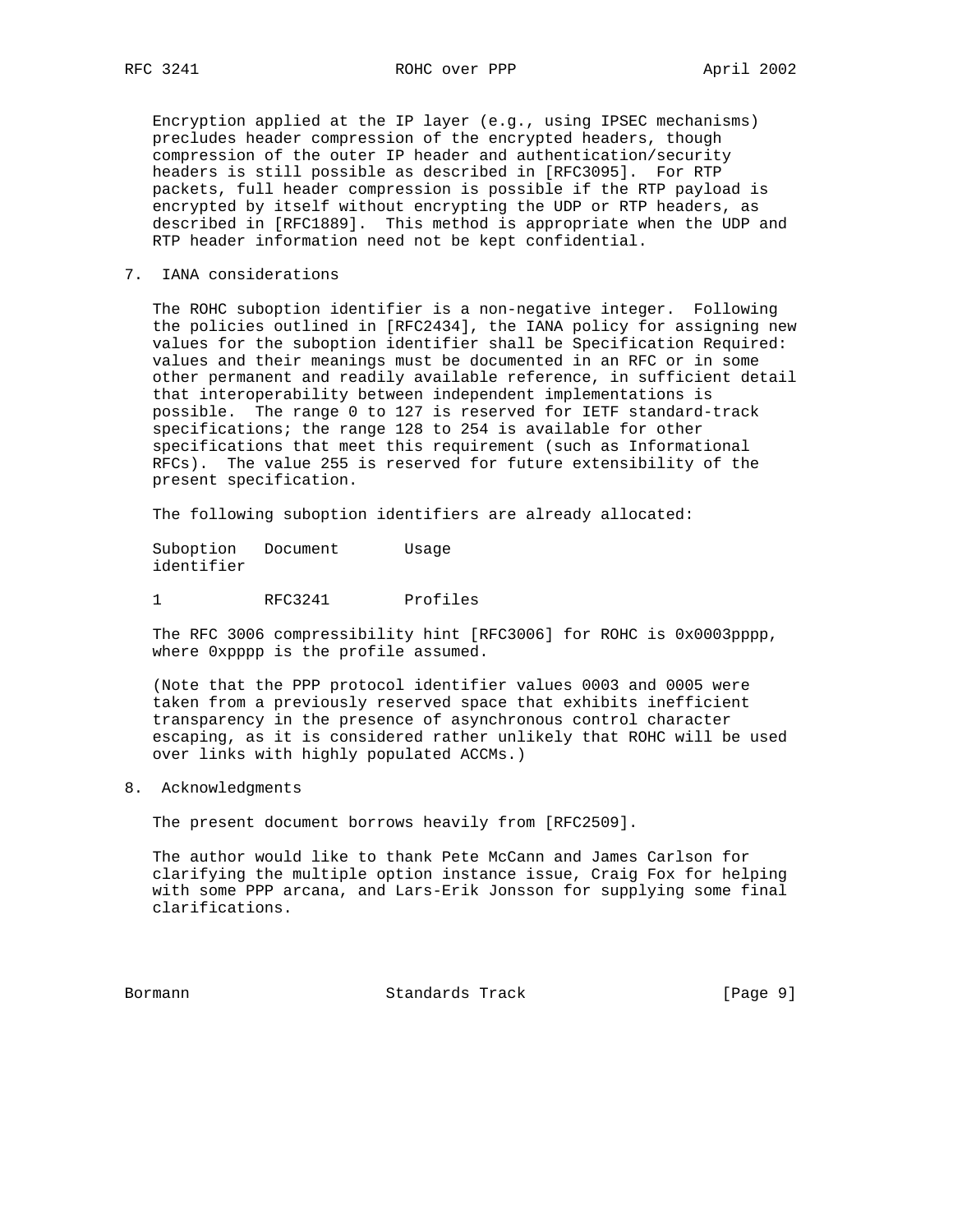Encryption applied at the IP layer (e.g., using IPSEC mechanisms) precludes header compression of the encrypted headers, though compression of the outer IP header and authentication/security headers is still possible as described in [RFC3095]. For RTP packets, full header compression is possible if the RTP payload is encrypted by itself without encrypting the UDP or RTP headers, as described in [RFC1889]. This method is appropriate when the UDP and RTP header information need not be kept confidential.

## 7. IANA considerations

The ROHC suboption identifier is a non-negative integer. Following the policies outlined in [RFC2434], the IANA policy for assigning new values for the suboption identifier shall be Specification Required: values and their meanings must be documented in an RFC or in some other permanent and readily available reference, in sufficient detail that interoperability between independent implementations is possible. The range 0 to 127 is reserved for IETF standard-track specifications; the range 128 to 254 is available for other specifications that meet this requirement (such as Informational RFCs). The value 255 is reserved for future extensibility of the present specification.

The following suboption identifiers are already allocated:

| Suboption identifier | Document | Usage |
|---|---|---|
| 1 | RFC3241 | Profiles |

The RFC 3006 compressibility hint [RFC3006] for ROHC is 0x0003pppp, where 0xpppp is the profile assumed.

(Note that the PPP protocol identifier values 0003 and 0005 were taken from a previously reserved space that exhibits inefficient transparency in the presence of asynchronous control character escaping, as it is considered rather unlikely that ROHC will be used over links with highly populated ACCMs.)

## 8. Acknowledgments

The present document borrows heavily from [RFC2509].

The author would like to thank Pete McCann and James Carlson for clarifying the multiple option instance issue, Craig Fox for helping with some PPP arcana, and Lars-Erik Jonsson for supplying some final clarifications.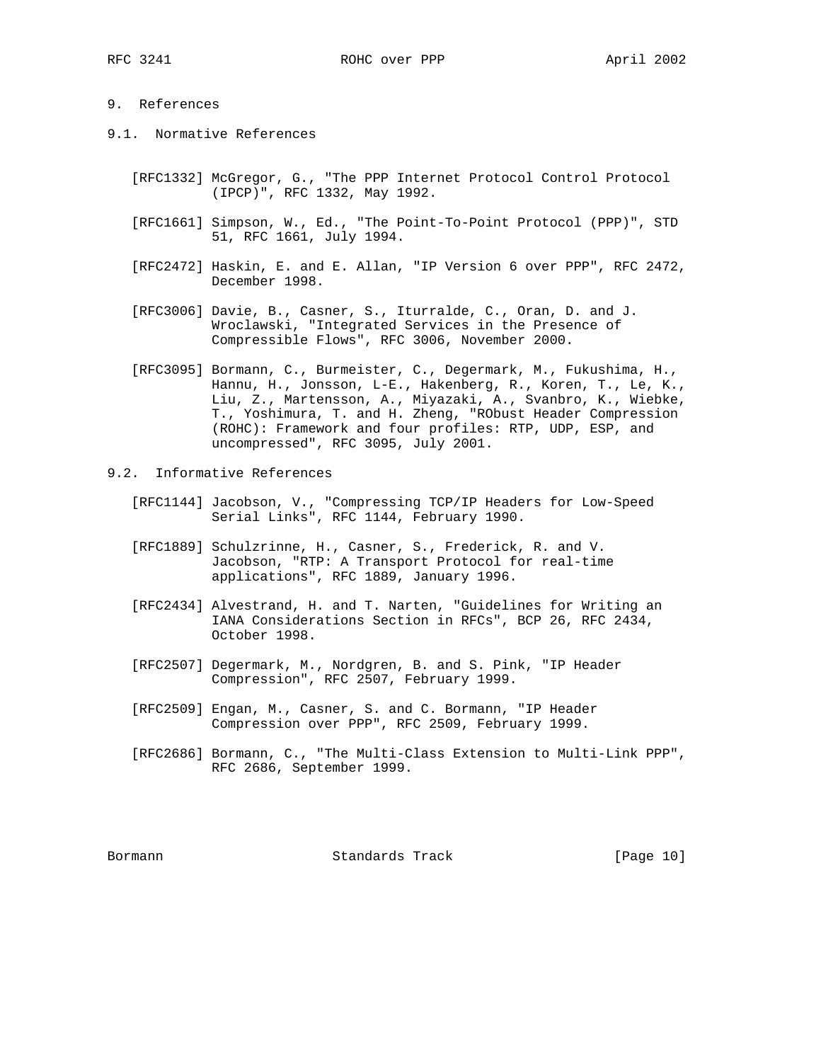## 9. References

### 9.1. Normative References

[RFC1332] McGregor, G., "The PPP Internet Protocol Control Protocol (IPCP)", RFC 1332, May 1992.

[RFC1661] Simpson, W., Ed., "The Point-To-Point Protocol (PPP)", STD 51, RFC 1661, July 1994.

[RFC2472] Haskin, E. and E. Allan, "IP Version 6 over PPP", RFC 2472, December 1998.

[RFC3006] Davie, B., Casner, S., Iturralde, C., Oran, D. and J. Wroclawski, "Integrated Services in the Presence of Compressible Flows", RFC 3006, November 2000.

[RFC3095] Bormann, C., Burmeister, C., Degermark, M., Fukushima, H., Hannu, H., Jonsson, L-E., Hakenberg, R., Koren, T., Le, K., Liu, Z., Martensson, A., Miyazaki, A., Svanbro, K., Wiebke, T., Yoshimura, T. and H. Zheng, "RObust Header Compression (ROHC): Framework and four profiles: RTP, UDP, ESP, and uncompressed", RFC 3095, July 2001.

### 9.2. Informative References

[RFC1144] Jacobson, V., "Compressing TCP/IP Headers for Low-Speed Serial Links", RFC 1144, February 1990.

[RFC1889] Schulzrinne, H., Casner, S., Frederick, R. and V. Jacobson, "RTP: A Transport Protocol for real-time applications", RFC 1889, January 1996.

[RFC2434] Alvestrand, H. and T. Narten, "Guidelines for Writing an IANA Considerations Section in RFCs", BCP 26, RFC 2434, October 1998.

[RFC2507] Degermark, M., Nordgren, B. and S. Pink, "IP Header Compression", RFC 2507, February 1999.

[RFC2509] Engan, M., Casner, S. and C. Bormann, "IP Header Compression over PPP", RFC 2509, February 1999.

[RFC2686] Bormann, C., "The Multi-Class Extension to Multi-Link PPP", RFC 2686, September 1999.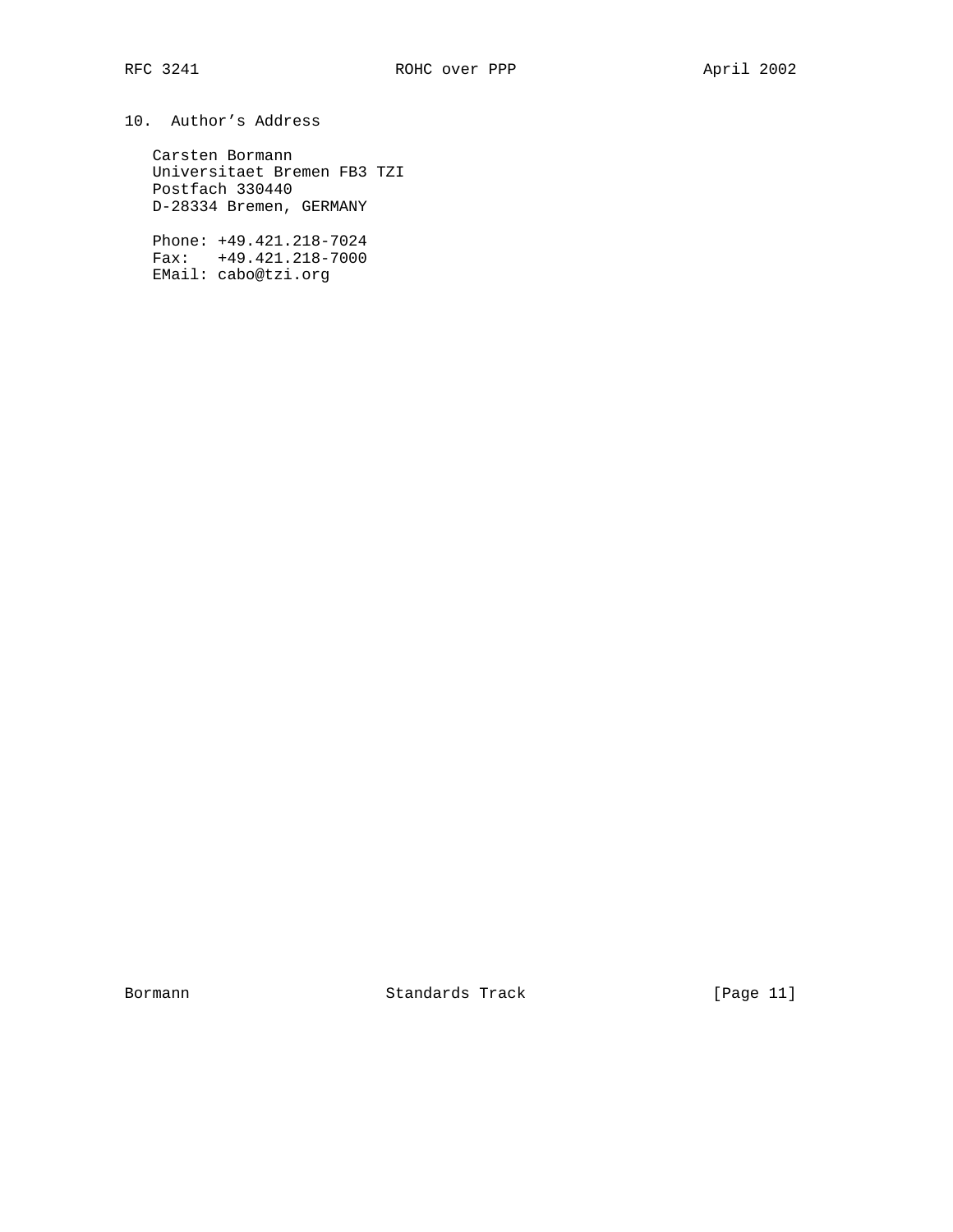## 10. Author's Address

Carsten Bormann
Universitaet Bremen FB3 TZI
Postfach 330440
D-28334 Bremen, GERMANY

Phone: +49.421.218-7024
Fax: +49.421.218-7000
EMail: cabo@tzi.org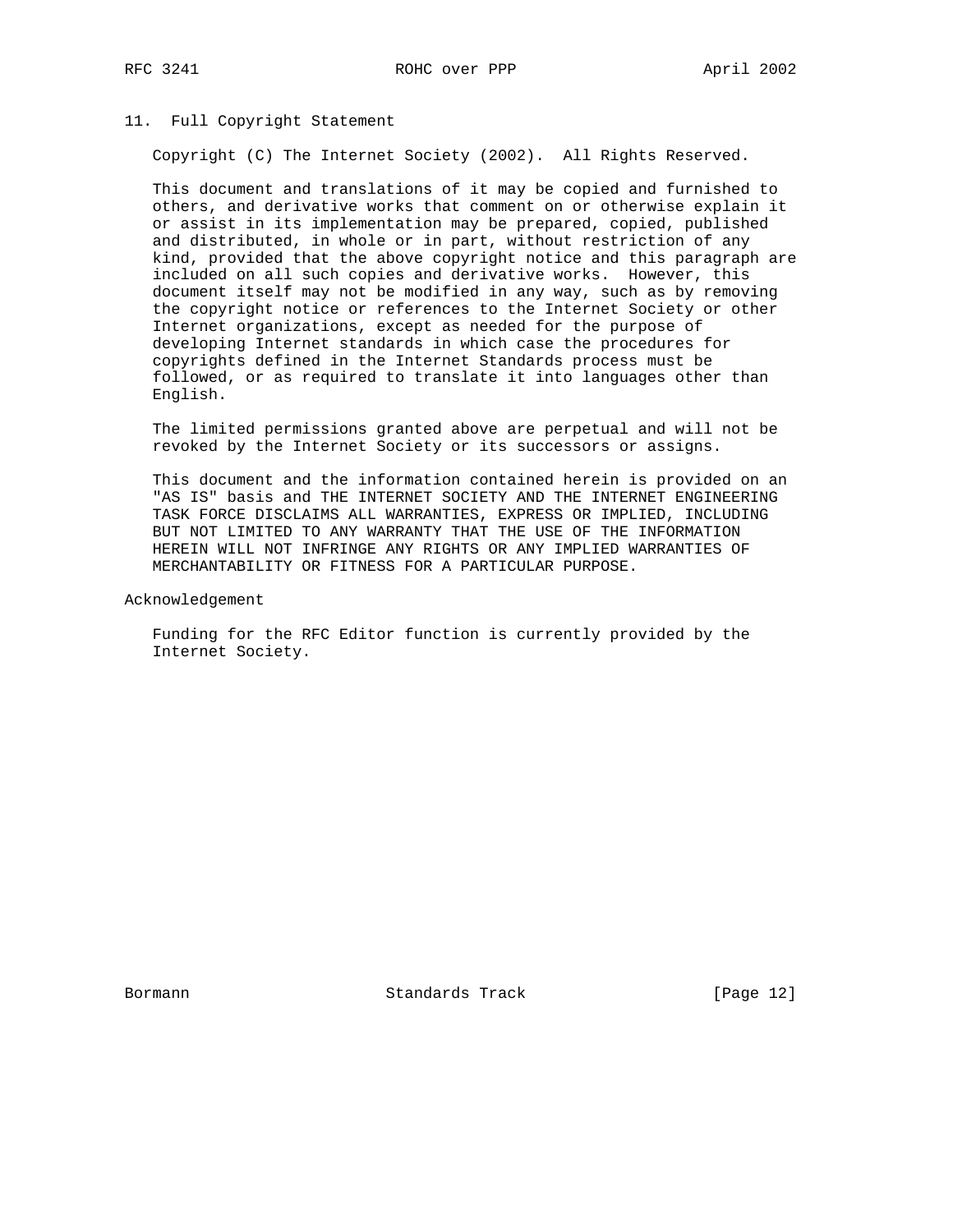## 11. Full Copyright Statement

Copyright (C) The Internet Society (2002). All Rights Reserved.

This document and translations of it may be copied and furnished to others, and derivative works that comment on or otherwise explain it or assist in its implementation may be prepared, copied, published and distributed, in whole or in part, without restriction of any kind, provided that the above copyright notice and this paragraph are included on all such copies and derivative works. However, this document itself may not be modified in any way, such as by removing the copyright notice or references to the Internet Society or other Internet organizations, except as needed for the purpose of developing Internet standards in which case the procedures for copyrights defined in the Internet Standards process must be followed, or as required to translate it into languages other than English.

The limited permissions granted above are perpetual and will not be revoked by the Internet Society or its successors or assigns.

This document and the information contained herein is provided on an "AS IS" basis and THE INTERNET SOCIETY AND THE INTERNET ENGINEERING TASK FORCE DISCLAIMS ALL WARRANTIES, EXPRESS OR IMPLIED, INCLUDING BUT NOT LIMITED TO ANY WARRANTY THAT THE USE OF THE INFORMATION HEREIN WILL NOT INFRINGE ANY RIGHTS OR ANY IMPLIED WARRANTIES OF MERCHANTABILITY OR FITNESS FOR A PARTICULAR PURPOSE.

## Acknowledgement

Funding for the RFC Editor function is currently provided by the Internet Society.